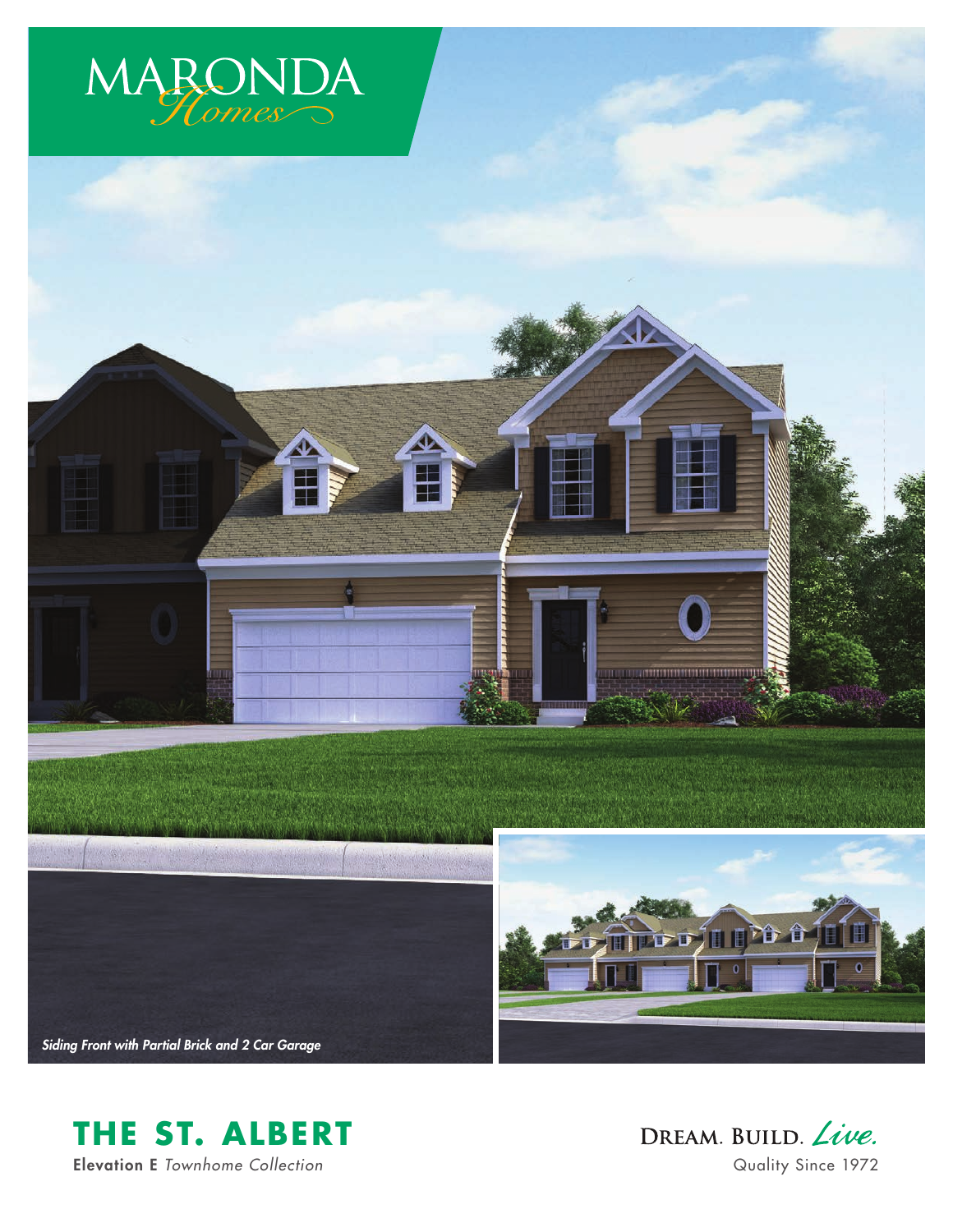MARONDA *Homes*

*Siding Front with Partial Brick and 2 Car Garage*

# THE ST. ALBERT

**Elevation E** *Townhome Collection*

DREAM. BUILD. *Live.*

Quality Since 1972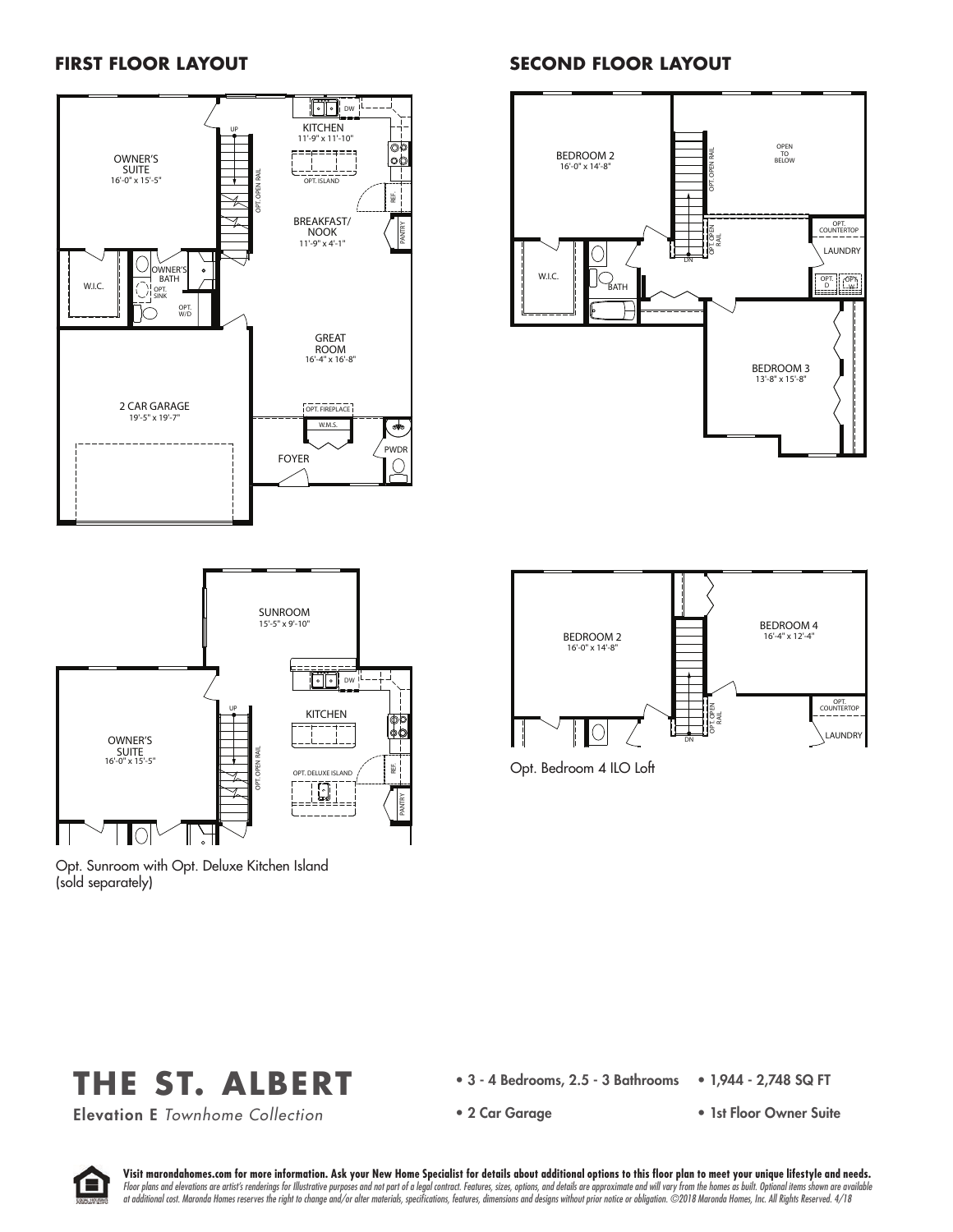## FIRST FLOOR LAYOUT

KITCHEN
11'-9" x 11'-10"

DW

OPT. ISLAND

REF.

PANTRY

BREAKFAST/
NOOK
11'-9" x 4'-1"

UP

OPT. OPEN RAIL

OWNER'S
SUITE
16'-0" x 15'-5"

W.I.C.

OWNER'S
BATH

OPT.
SINK

OPT.
W/D

GREAT
ROOM
16'-4" x 16'-8"

OPT. FIREPLACE

W.M.S.

2 CAR GARAGE
19'-5" x 19'-7"

FOYER

PWDR

SUNROOM
15'-5" x 9'-10"

DW

KITCHEN

UP

OPT. OPEN RAIL

OWNER'S
SUITE
16'-0" x 15'-5"

OPT. DELUXE ISLAND

REF.

PANTRY

Opt. Sunroom with Opt. Deluxe Kitchen Island
(sold separately)

## SECOND FLOOR LAYOUT

BEDROOM 2
16'-0" x 14'-8"

OPT. OPEN RAIL

OPEN
TO
BELOW

OPT. OPEN RAIL

DN

OPT.
COUNTERTOP

LAUNDRY

OPT.
D

OPT.
W

W.I.C.

BATH

BEDROOM 3
13'-8" x 15'-8"

BEDROOM 2
16'-0" x 14'-8"

BEDROOM 4
16'-4" x 12'-4"

OPT. OPEN RAIL

DN

OPT.
COUNTERTOP

LAUNDRY

Opt. Bedroom 4 ILO Loft

# THE ST. ALBERT

**Elevation E** *Townhome Collection*

- **3 - 4 Bedrooms, 2.5 - 3 Bathrooms**
- **2 Car Garage**
- **1,944 - 2,748 SQ FT**
- **1st Floor Owner Suite**

**Visit marondahomes.com for more information. Ask your New Home Specialist for details about additional options to this floor plan to meet your unique lifestyle and needs.**
*Floor plans and elevations are artist's renderings for Illustrative purposes and not part of a legal contract. Features, sizes, options, and details are approximate and will vary from the homes as built. Optional items shown are available at additional cost. Maronda Homes reserves the right to change and/or alter materials, specifications, features, dimensions and designs without prior notice or obligation. ©2018 Maronda Homes, Inc. All Rights Reserved. 4/18*